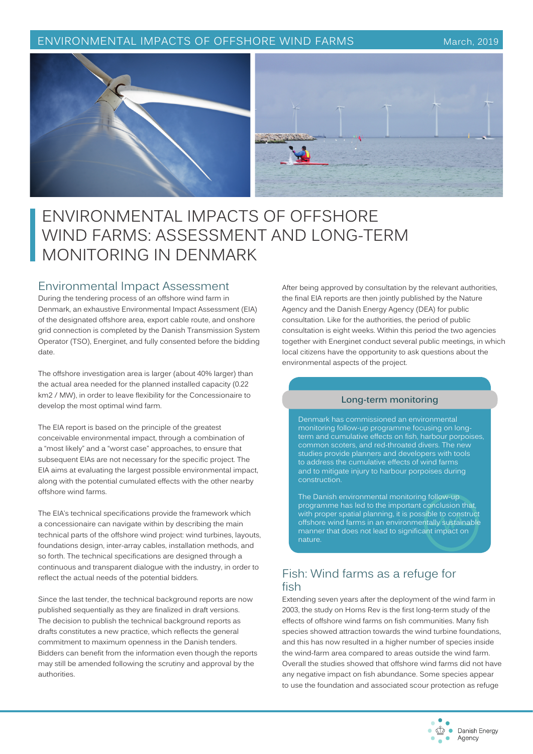# ENVIRONMENTAL IMPACTS OF OFFSHORE WIND FARMS: ASSESSMENT AND LONG-TERM MONITORING IN DENMARK

## Environmental Impact Assessment

During the tendering process of an offshore wind farm in Denmark, an exhaustive Environmental Impact Assessment (EIA) of the designated offshore area, export cable route, and onshore grid connection is completed by the Danish Transmission System Operator (TSO), Energinet, and fully consented before the bidding date.

The offshore investigation area is larger (about 40% larger) than the actual area needed for the planned installed capacity (0.22 km2 / MW), in order to leave flexibility for the Concessionaire to develop the most optimal wind farm.

The EIA report is based on the principle of the greatest conceivable environmental impact, through a combination of a "most likely" and a "worst case" approaches, to ensure that subsequent EIAs are not necessary for the specific project. The EIA aims at evaluating the largest possible environmental impact, along with the potential cumulated effects with the other nearby offshore wind farms.

The EIA's technical specifications provide the framework which a concessionaire can navigate within by describing the main technical parts of the offshore wind project: wind turbines, layouts, foundations design, inter-array cables, installation methods, and so forth. The technical specifications are designed through a continuous and transparent dialogue with the industry, in order to reflect the actual needs of the potential bidders.

Since the last tender, the technical background reports are now published sequentially as they are finalized in draft versions. The decision to publish the technical background reports as drafts constitutes a new practice, which reflects the general commitment to maximum openness in the Danish tenders. Bidders can benefit from the information even though the reports may still be amended following the scrutiny and approval by the authorities.

After being approved by consultation by the relevant authorities, the final EIA reports are then jointly published by the Nature Agency and the Danish Energy Agency (DEA) for public consultation. Like for the authorities, the period of public consultation is eight weeks. Within this period the two agencies together with Energinet conduct several public meetings, in which local citizens have the opportunity to ask questions about the environmental aspects of the project.

### Long-term monitoring

Denmark has commissioned an environmental monitoring follow-up programme focusing on long-term and cumulative effects on fish, harbour porpoises, common scoters, and red-throated divers. The new studies provide planners and developers with tools to address the cumulative effects of wind farms and to mitigate injury to harbour porpoises during construction.

The Danish environmental monitoring follow-up programme has led to the important conclusion that, with proper spatial planning, it is possible to construct offshore wind farms in an environmentally sustainable manner that does not lead to significant impact on nature.

## Fish: Wind farms as a refuge for fish

Extending seven years after the deployment of the wind farm in 2003, the study on Horns Rev is the first long-term study of the effects of offshore wind farms on fish communities. Many fish species showed attraction towards the wind turbine foundations, and this has now resulted in a higher number of species inside the wind-farm area compared to areas outside the wind farm. Overall the studies showed that offshore wind farms did not have any negative impact on fish abundance. Some species appear to use the foundation and associated scour protection as refuge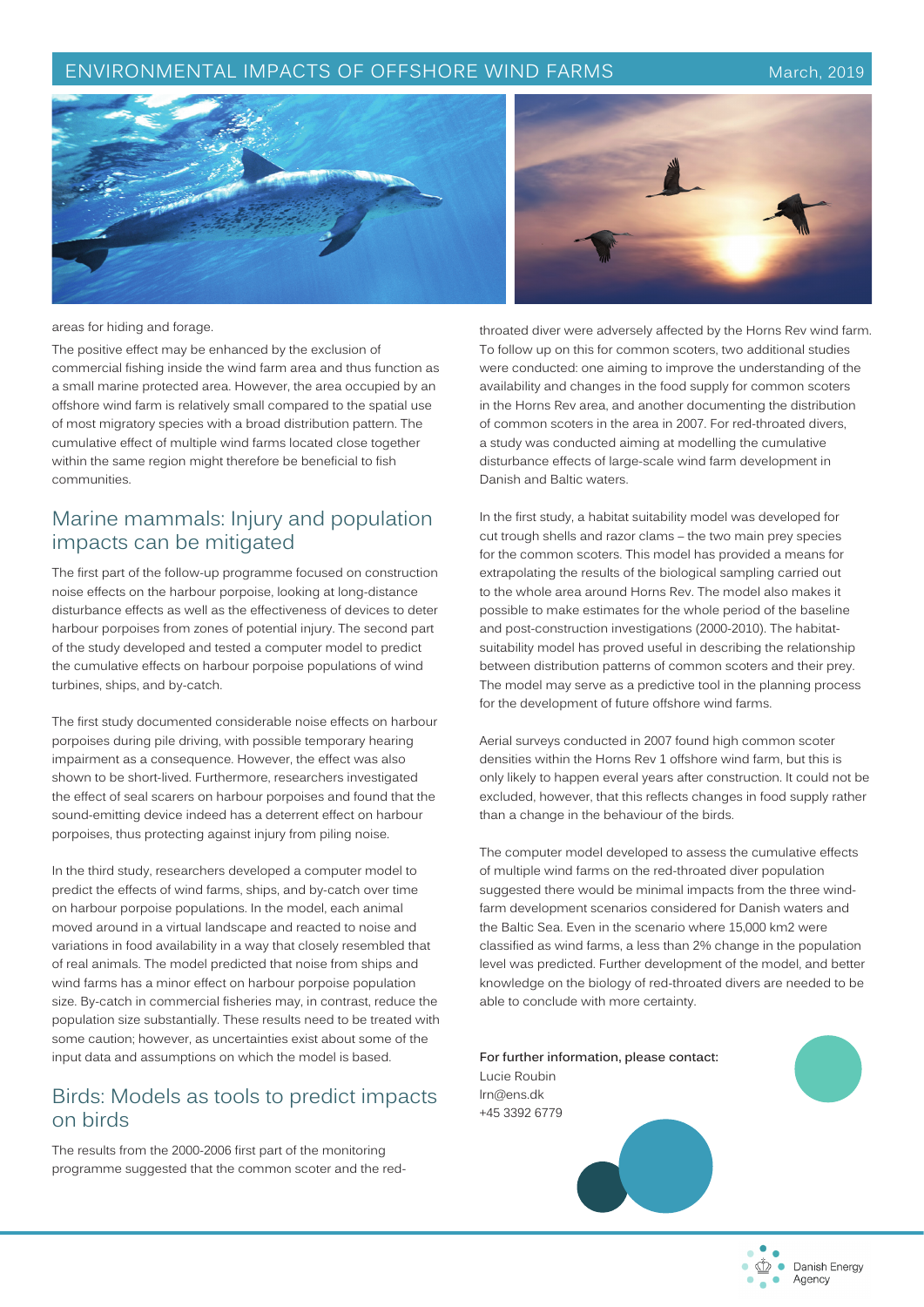areas for hiding and forage.

The positive effect may be enhanced by the exclusion of commercial fishing inside the wind farm area and thus function as a small marine protected area. However, the area occupied by an offshore wind farm is relatively small compared to the spatial use of most migratory species with a broad distribution pattern. The cumulative effect of multiple wind farms located close together within the same region might therefore be beneficial to fish communities.

## Marine mammals: Injury and population impacts can be mitigated

The first part of the follow-up programme focused on construction noise effects on the harbour porpoise, looking at long-distance disturbance effects as well as the effectiveness of devices to deter harbour porpoises from zones of potential injury. The second part of the study developed and tested a computer model to predict the cumulative effects on harbour porpoise populations of wind turbines, ships, and by-catch.

The first study documented considerable noise effects on harbour porpoises during pile driving, with possible temporary hearing impairment as a consequence. However, the effect was also shown to be short-lived. Furthermore, researchers investigated the effect of seal scarers on harbour porpoises and found that the sound-emitting device indeed has a deterrent effect on harbour porpoises, thus protecting against injury from piling noise.

In the third study, researchers developed a computer model to predict the effects of wind farms, ships, and by-catch over time on harbour porpoise populations. In the model, each animal moved around in a virtual landscape and reacted to noise and variations in food availability in a way that closely resembled that of real animals. The model predicted that noise from ships and wind farms has a minor effect on harbour porpoise population size. By-catch in commercial fisheries may, in contrast, reduce the population size substantially. These results need to be treated with some caution; however, as uncertainties exist about some of the input data and assumptions on which the model is based.

## Birds: Models as tools to predict impacts on birds

The results from the 2000-2006 first part of the monitoring programme suggested that the common scoter and the red-throated diver were adversely affected by the Horns Rev wind farm. To follow up on this for common scoters, two additional studies were conducted: one aiming to improve the understanding of the availability and changes in the food supply for common scoters in the Horns Rev area, and another documenting the distribution of common scoters in the area in 2007. For red-throated divers, a study was conducted aiming at modelling the cumulative disturbance effects of large-scale wind farm development in Danish and Baltic waters.

In the first study, a habitat suitability model was developed for cut trough shells and razor clams – the two main prey species for the common scoters. This model has provided a means for extrapolating the results of the biological sampling carried out to the whole area around Horns Rev. The model also makes it possible to make estimates for the whole period of the baseline and post-construction investigations (2000-2010). The habitat-suitability model has proved useful in describing the relationship between distribution patterns of common scoters and their prey. The model may serve as a predictive tool in the planning process for the development of future offshore wind farms.

Aerial surveys conducted in 2007 found high common scoter densities within the Horns Rev 1 offshore wind farm, but this is only likely to happen everal years after construction. It could not be excluded, however, that this reflects changes in food supply rather than a change in the behaviour of the birds.

The computer model developed to assess the cumulative effects of multiple wind farms on the red-throated diver population suggested there would be minimal impacts from the three wind-farm development scenarios considered for Danish waters and the Baltic Sea. Even in the scenario where 15,000 km2 were classified as wind farms, a less than 2% change in the population level was predicted. Further development of the model, and better knowledge on the biology of red-throated divers are needed to be able to conclude with more certainty.

**For further information, please contact:**
Lucie Roubin
lrn@ens.dk
+45 3392 6779